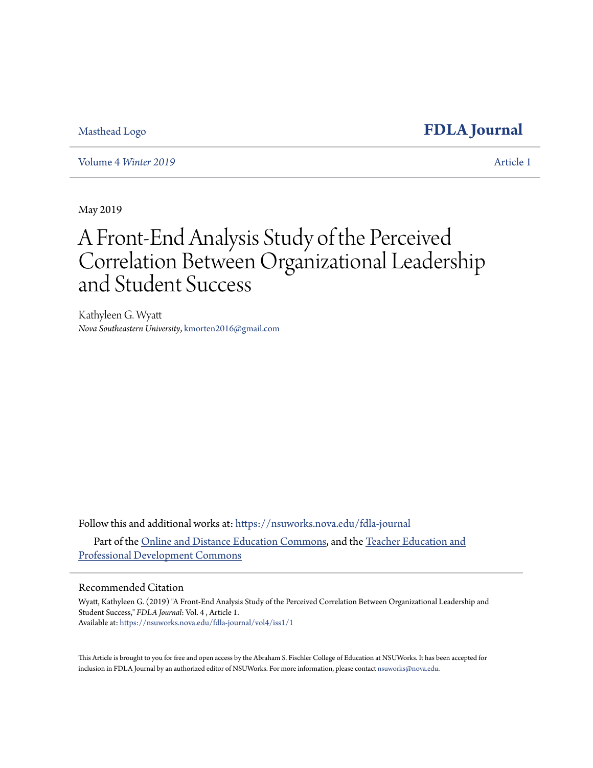Masthead Logo

# FDLA Journal

Volume 4 *Winter 2019* Article 1

May 2019

# A Front-End Analysis Study of the Perceived Correlation Between Organizational Leadership and Student Success

Kathyleen G. Wyatt
*Nova Southeastern University*, kmorten2016@gmail.com

Follow this and additional works at: https://nsuworks.nova.edu/fdla-journal

Part of the Online and Distance Education Commons, and the Teacher Education and Professional Development Commons

## Recommended Citation

Wyatt, Kathyleen G. (2019) "A Front-End Analysis Study of the Perceived Correlation Between Organizational Leadership and Student Success," *FDLA Journal*: Vol. 4 , Article 1.
Available at: https://nsuworks.nova.edu/fdla-journal/vol4/iss1/1

This Article is brought to you for free and open access by the Abraham S. Fischler College of Education at NSUWorks. It has been accepted for inclusion in FDLA Journal by an authorized editor of NSUWorks. For more information, please contact nsuworks@nova.edu.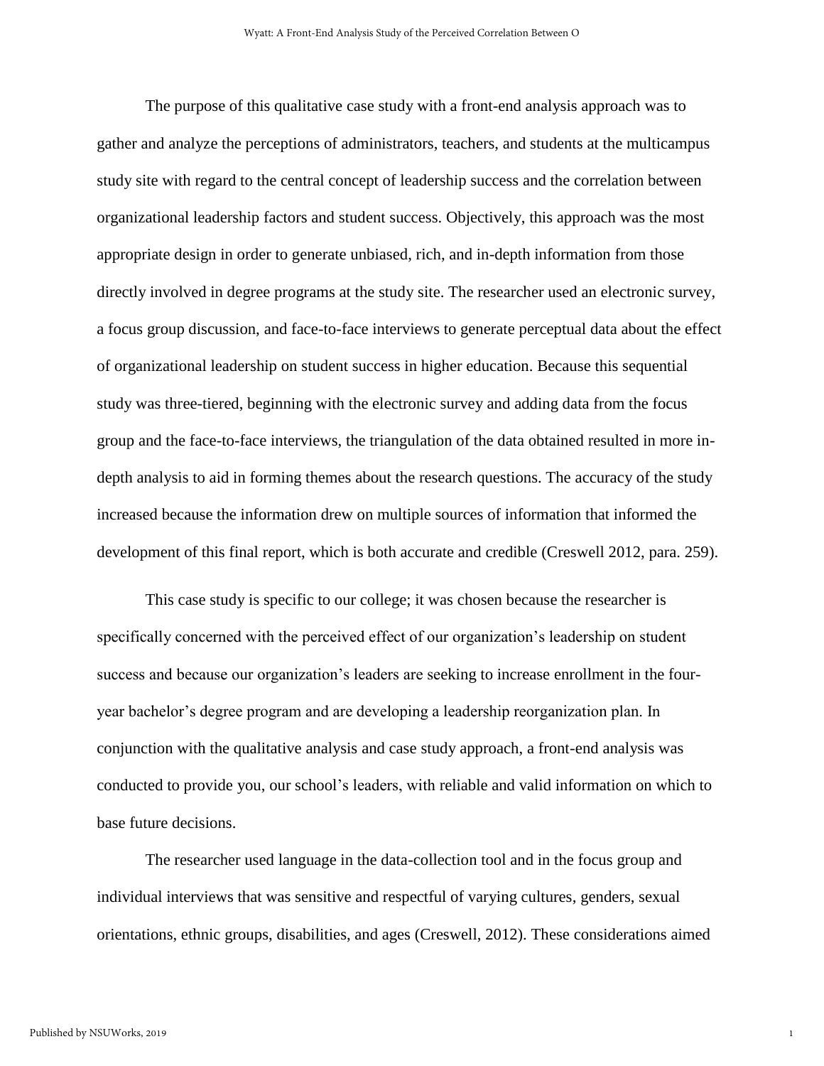The purpose of this qualitative case study with a front-end analysis approach was to gather and analyze the perceptions of administrators, teachers, and students at the multicampus study site with regard to the central concept of leadership success and the correlation between organizational leadership factors and student success. Objectively, this approach was the most appropriate design in order to generate unbiased, rich, and in-depth information from those directly involved in degree programs at the study site. The researcher used an electronic survey, a focus group discussion, and face-to-face interviews to generate perceptual data about the effect of organizational leadership on student success in higher education. Because this sequential study was three-tiered, beginning with the electronic survey and adding data from the focus group and the face-to-face interviews, the triangulation of the data obtained resulted in more in-depth analysis to aid in forming themes about the research questions. The accuracy of the study increased because the information drew on multiple sources of information that informed the development of this final report, which is both accurate and credible (Creswell 2012, para. 259).

This case study is specific to our college; it was chosen because the researcher is specifically concerned with the perceived effect of our organization's leadership on student success and because our organization's leaders are seeking to increase enrollment in the four-year bachelor's degree program and are developing a leadership reorganization plan. In conjunction with the qualitative analysis and case study approach, a front-end analysis was conducted to provide you, our school's leaders, with reliable and valid information on which to base future decisions.

The researcher used language in the data-collection tool and in the focus group and individual interviews that was sensitive and respectful of varying cultures, genders, sexual orientations, ethnic groups, disabilities, and ages (Creswell, 2012). These considerations aimed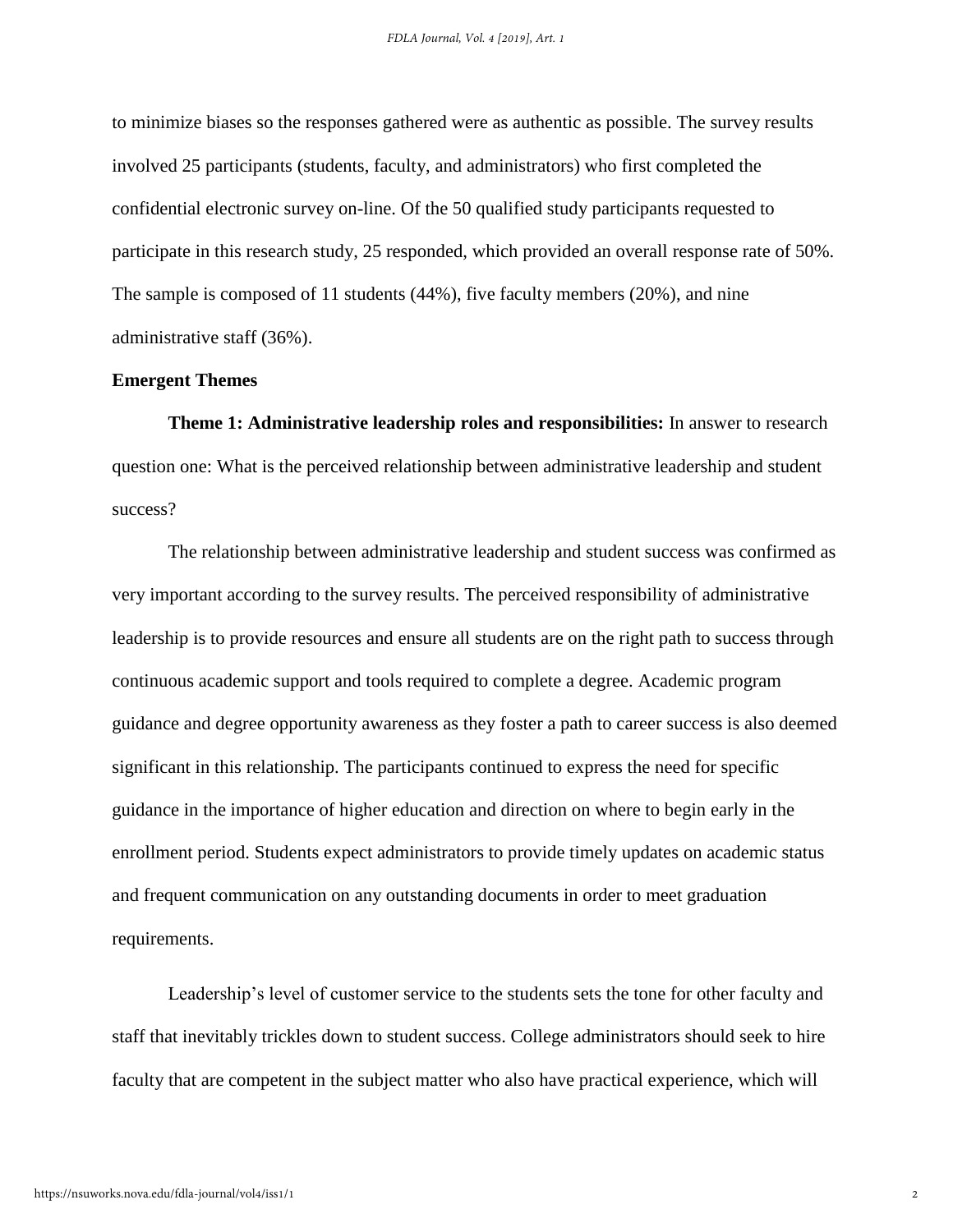to minimize biases so the responses gathered were as authentic as possible. The survey results involved 25 participants (students, faculty, and administrators) who first completed the confidential electronic survey on-line. Of the 50 qualified study participants requested to participate in this research study, 25 responded, which provided an overall response rate of 50%. The sample is composed of 11 students (44%), five faculty members (20%), and nine administrative staff (36%).

## Emergent Themes

**Theme 1: Administrative leadership roles and responsibilities:** In answer to research question one: What is the perceived relationship between administrative leadership and student success?

The relationship between administrative leadership and student success was confirmed as very important according to the survey results. The perceived responsibility of administrative leadership is to provide resources and ensure all students are on the right path to success through continuous academic support and tools required to complete a degree. Academic program guidance and degree opportunity awareness as they foster a path to career success is also deemed significant in this relationship. The participants continued to express the need for specific guidance in the importance of higher education and direction on where to begin early in the enrollment period. Students expect administrators to provide timely updates on academic status and frequent communication on any outstanding documents in order to meet graduation requirements.

Leadership's level of customer service to the students sets the tone for other faculty and staff that inevitably trickles down to student success. College administrators should seek to hire faculty that are competent in the subject matter who also have practical experience, which will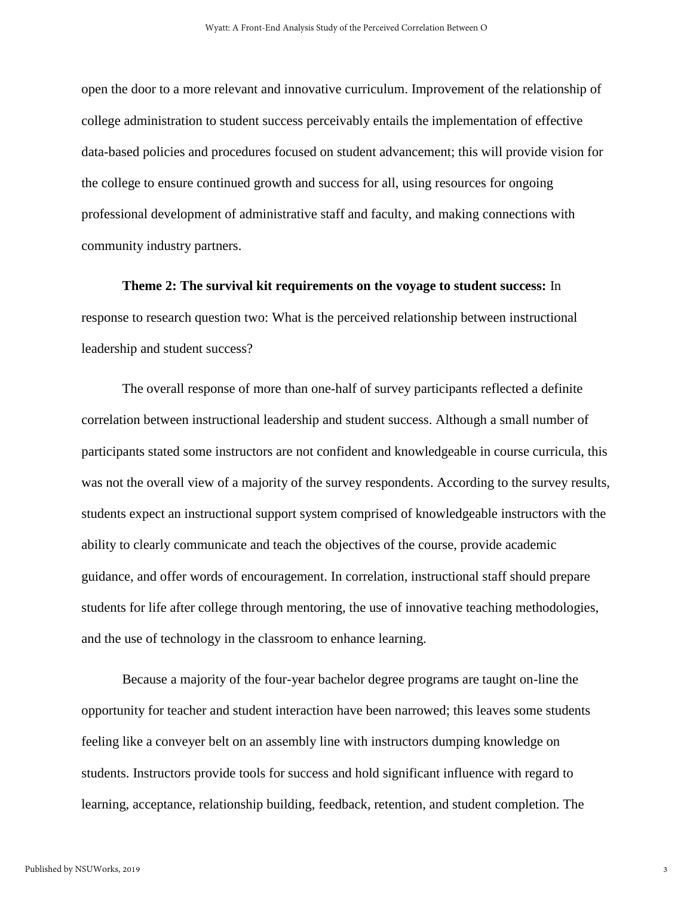open the door to a more relevant and innovative curriculum. Improvement of the relationship of college administration to student success perceivably entails the implementation of effective data-based policies and procedures focused on student advancement; this will provide vision for the college to ensure continued growth and success for all, using resources for ongoing professional development of administrative staff and faculty, and making connections with community industry partners.

**Theme 2: The survival kit requirements on the voyage to student success:** In response to research question two: What is the perceived relationship between instructional leadership and student success?

The overall response of more than one-half of survey participants reflected a definite correlation between instructional leadership and student success. Although a small number of participants stated some instructors are not confident and knowledgeable in course curricula, this was not the overall view of a majority of the survey respondents. According to the survey results, students expect an instructional support system comprised of knowledgeable instructors with the ability to clearly communicate and teach the objectives of the course, provide academic guidance, and offer words of encouragement. In correlation, instructional staff should prepare students for life after college through mentoring, the use of innovative teaching methodologies, and the use of technology in the classroom to enhance learning.

Because a majority of the four-year bachelor degree programs are taught on-line the opportunity for teacher and student interaction have been narrowed; this leaves some students feeling like a conveyer belt on an assembly line with instructors dumping knowledge on students. Instructors provide tools for success and hold significant influence with regard to learning, acceptance, relationship building, feedback, retention, and student completion. The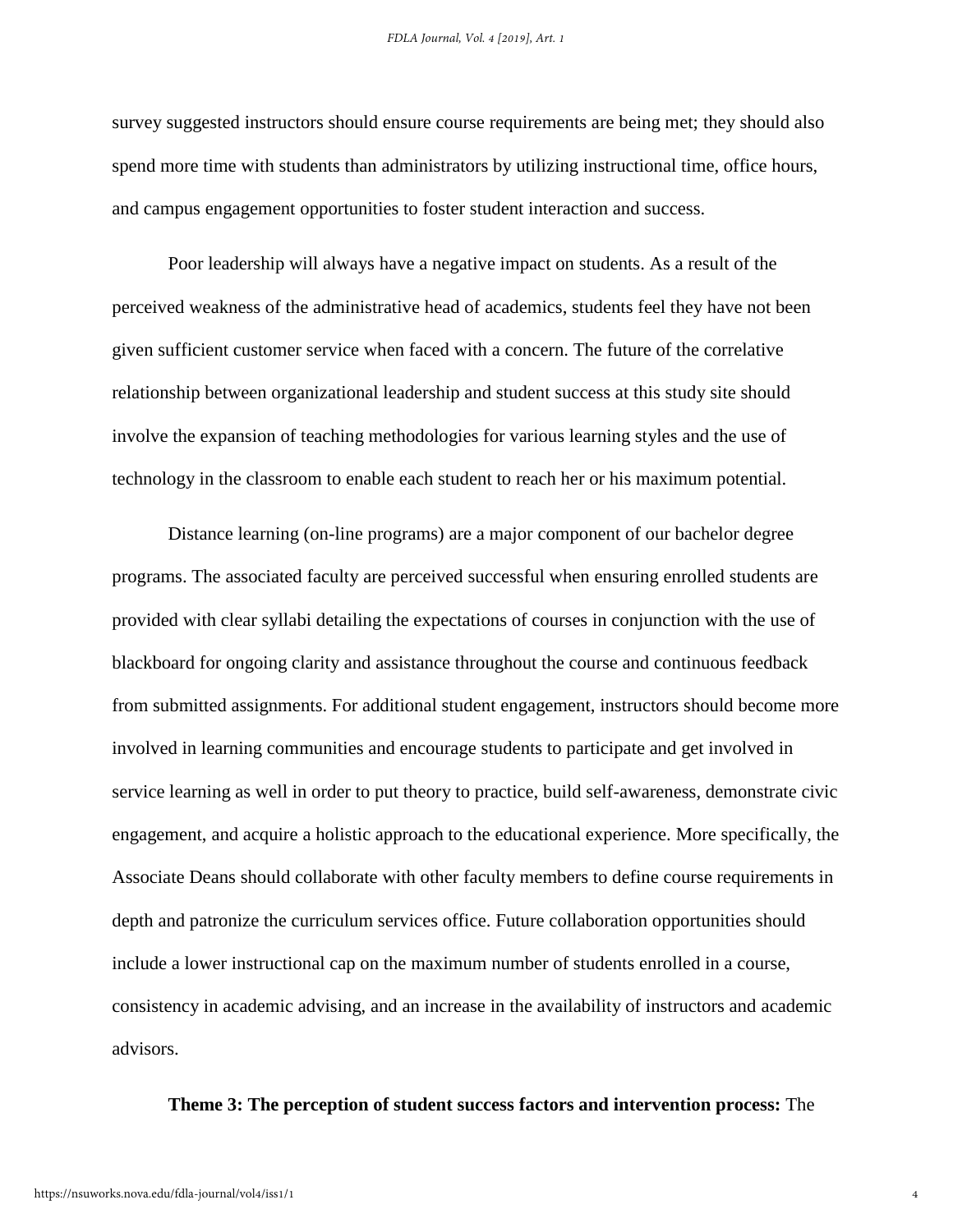survey suggested instructors should ensure course requirements are being met; they should also spend more time with students than administrators by utilizing instructional time, office hours, and campus engagement opportunities to foster student interaction and success.

Poor leadership will always have a negative impact on students. As a result of the perceived weakness of the administrative head of academics, students feel they have not been given sufficient customer service when faced with a concern. The future of the correlative relationship between organizational leadership and student success at this study site should involve the expansion of teaching methodologies for various learning styles and the use of technology in the classroom to enable each student to reach her or his maximum potential.

Distance learning (on-line programs) are a major component of our bachelor degree programs. The associated faculty are perceived successful when ensuring enrolled students are provided with clear syllabi detailing the expectations of courses in conjunction with the use of blackboard for ongoing clarity and assistance throughout the course and continuous feedback from submitted assignments. For additional student engagement, instructors should become more involved in learning communities and encourage students to participate and get involved in service learning as well in order to put theory to practice, build self-awareness, demonstrate civic engagement, and acquire a holistic approach to the educational experience. More specifically, the Associate Deans should collaborate with other faculty members to define course requirements in depth and patronize the curriculum services office. Future collaboration opportunities should include a lower instructional cap on the maximum number of students enrolled in a course, consistency in academic advising, and an increase in the availability of instructors and academic advisors.

**Theme 3: The perception of student success factors and intervention process:** The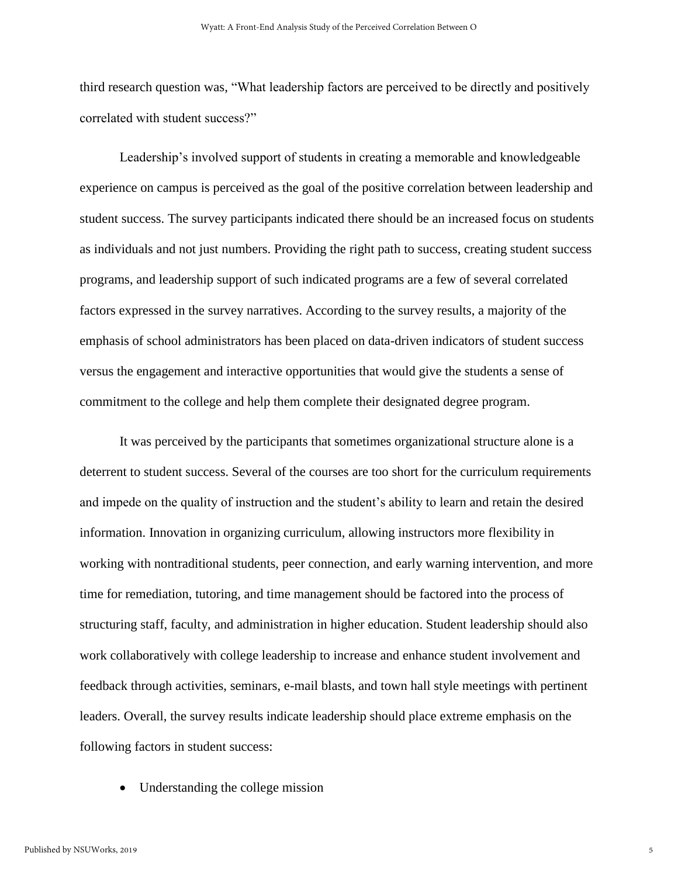third research question was, "What leadership factors are perceived to be directly and positively correlated with student success?"

Leadership's involved support of students in creating a memorable and knowledgeable experience on campus is perceived as the goal of the positive correlation between leadership and student success. The survey participants indicated there should be an increased focus on students as individuals and not just numbers. Providing the right path to success, creating student success programs, and leadership support of such indicated programs are a few of several correlated factors expressed in the survey narratives. According to the survey results, a majority of the emphasis of school administrators has been placed on data-driven indicators of student success versus the engagement and interactive opportunities that would give the students a sense of commitment to the college and help them complete their designated degree program.

It was perceived by the participants that sometimes organizational structure alone is a deterrent to student success. Several of the courses are too short for the curriculum requirements and impede on the quality of instruction and the student's ability to learn and retain the desired information. Innovation in organizing curriculum, allowing instructors more flexibility in working with nontraditional students, peer connection, and early warning intervention, and more time for remediation, tutoring, and time management should be factored into the process of structuring staff, faculty, and administration in higher education. Student leadership should also work collaboratively with college leadership to increase and enhance student involvement and feedback through activities, seminars, e-mail blasts, and town hall style meetings with pertinent leaders. Overall, the survey results indicate leadership should place extreme emphasis on the following factors in student success:

- Understanding the college mission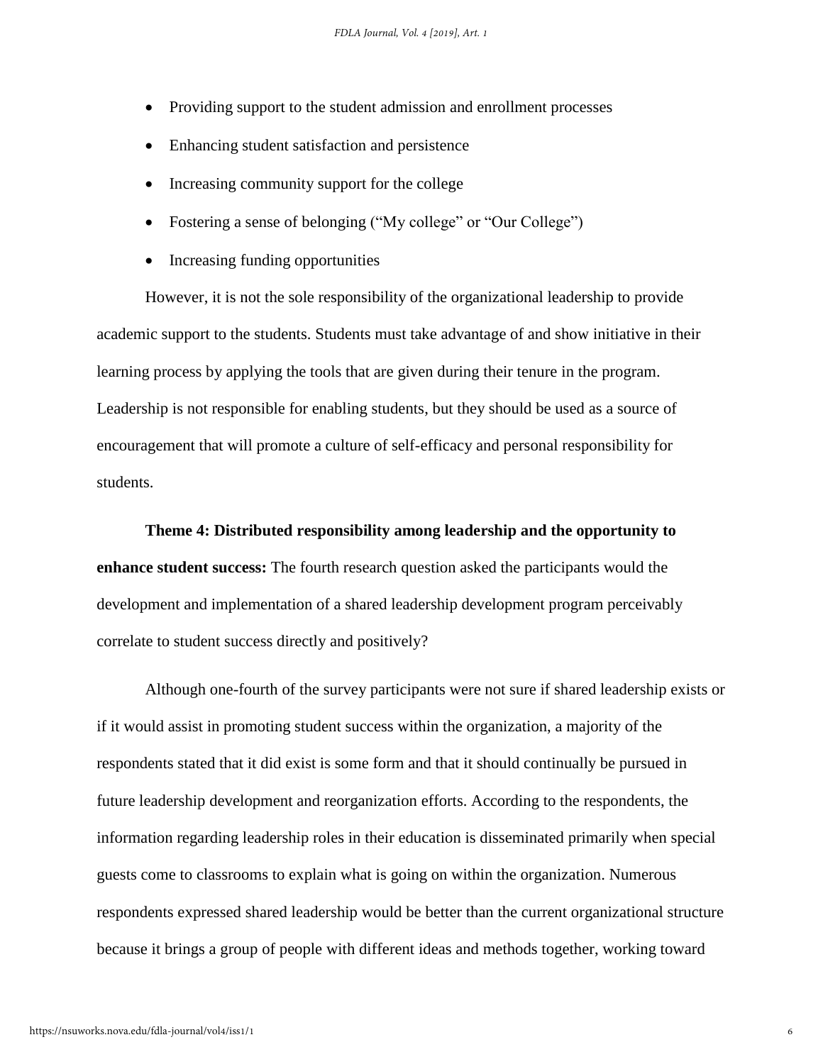- Providing support to the student admission and enrollment processes
- Enhancing student satisfaction and persistence
- Increasing community support for the college
- Fostering a sense of belonging ("My college" or "Our College")
- Increasing funding opportunities

However, it is not the sole responsibility of the organizational leadership to provide academic support to the students. Students must take advantage of and show initiative in their learning process by applying the tools that are given during their tenure in the program. Leadership is not responsible for enabling students, but they should be used as a source of encouragement that will promote a culture of self-efficacy and personal responsibility for students.

**Theme 4: Distributed responsibility among leadership and the opportunity to enhance student success:** The fourth research question asked the participants would the development and implementation of a shared leadership development program perceivably correlate to student success directly and positively?

Although one-fourth of the survey participants were not sure if shared leadership exists or if it would assist in promoting student success within the organization, a majority of the respondents stated that it did exist is some form and that it should continually be pursued in future leadership development and reorganization efforts. According to the respondents, the information regarding leadership roles in their education is disseminated primarily when special guests come to classrooms to explain what is going on within the organization. Numerous respondents expressed shared leadership would be better than the current organizational structure because it brings a group of people with different ideas and methods together, working toward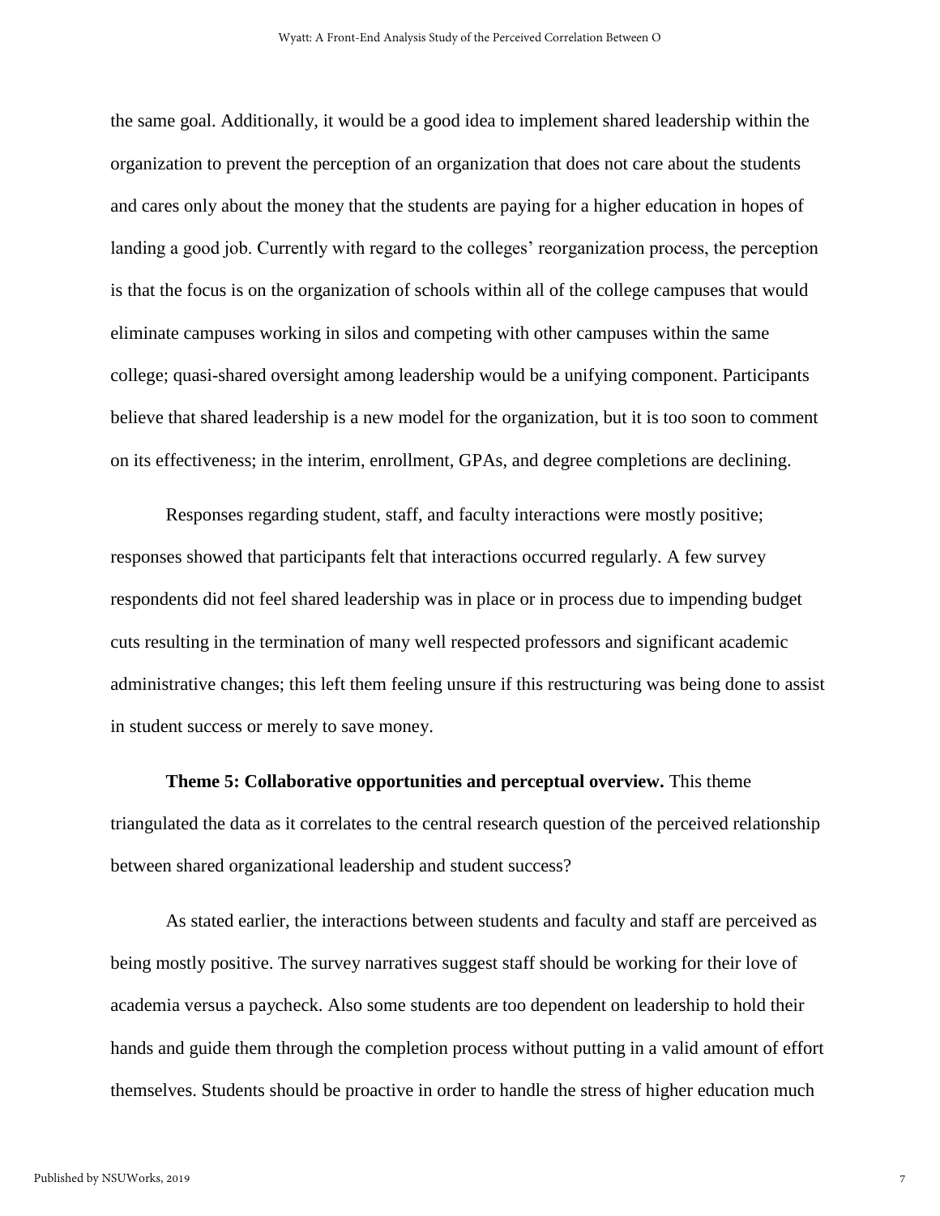the same goal. Additionally, it would be a good idea to implement shared leadership within the organization to prevent the perception of an organization that does not care about the students and cares only about the money that the students are paying for a higher education in hopes of landing a good job. Currently with regard to the colleges' reorganization process, the perception is that the focus is on the organization of schools within all of the college campuses that would eliminate campuses working in silos and competing with other campuses within the same college; quasi-shared oversight among leadership would be a unifying component. Participants believe that shared leadership is a new model for the organization, but it is too soon to comment on its effectiveness; in the interim, enrollment, GPAs, and degree completions are declining.

Responses regarding student, staff, and faculty interactions were mostly positive; responses showed that participants felt that interactions occurred regularly. A few survey respondents did not feel shared leadership was in place or in process due to impending budget cuts resulting in the termination of many well respected professors and significant academic administrative changes; this left them feeling unsure if this restructuring was being done to assist in student success or merely to save money.

**Theme 5: Collaborative opportunities and perceptual overview.** This theme triangulated the data as it correlates to the central research question of the perceived relationship between shared organizational leadership and student success?

As stated earlier, the interactions between students and faculty and staff are perceived as being mostly positive. The survey narratives suggest staff should be working for their love of academia versus a paycheck. Also some students are too dependent on leadership to hold their hands and guide them through the completion process without putting in a valid amount of effort themselves. Students should be proactive in order to handle the stress of higher education much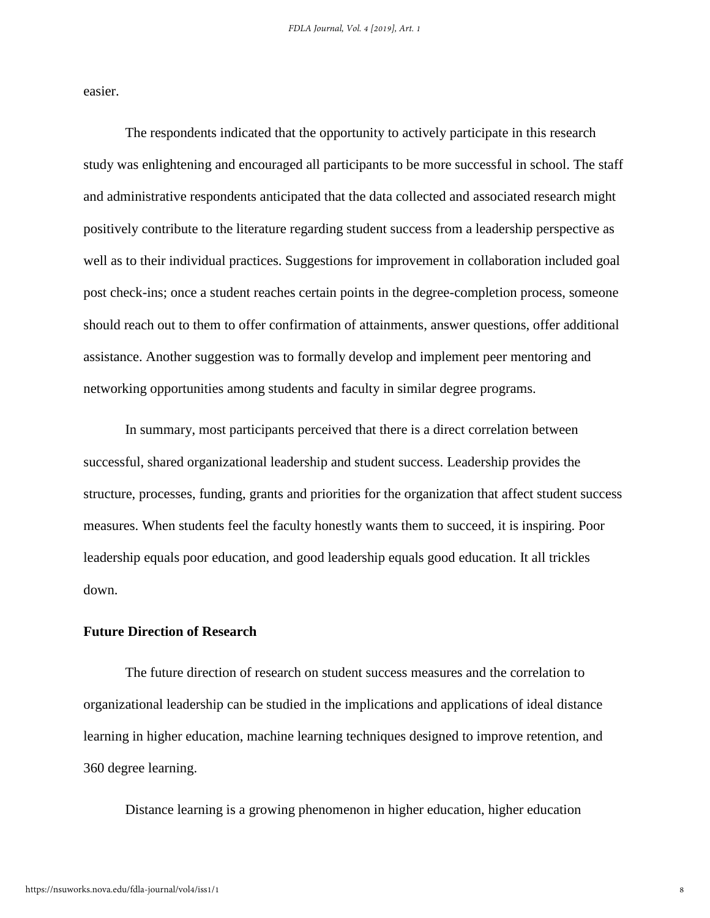easier.

The respondents indicated that the opportunity to actively participate in this research study was enlightening and encouraged all participants to be more successful in school. The staff and administrative respondents anticipated that the data collected and associated research might positively contribute to the literature regarding student success from a leadership perspective as well as to their individual practices. Suggestions for improvement in collaboration included goal post check-ins; once a student reaches certain points in the degree-completion process, someone should reach out to them to offer confirmation of attainments, answer questions, offer additional assistance. Another suggestion was to formally develop and implement peer mentoring and networking opportunities among students and faculty in similar degree programs.

In summary, most participants perceived that there is a direct correlation between successful, shared organizational leadership and student success. Leadership provides the structure, processes, funding, grants and priorities for the organization that affect student success measures. When students feel the faculty honestly wants them to succeed, it is inspiring. Poor leadership equals poor education, and good leadership equals good education. It all trickles down.

**Future Direction of Research**

The future direction of research on student success measures and the correlation to organizational leadership can be studied in the implications and applications of ideal distance learning in higher education, machine learning techniques designed to improve retention, and 360 degree learning.

Distance learning is a growing phenomenon in higher education, higher education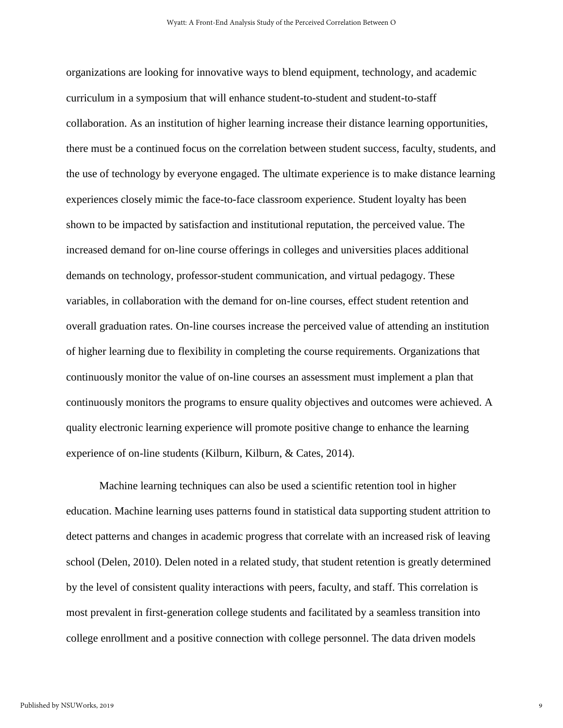organizations are looking for innovative ways to blend equipment, technology, and academic curriculum in a symposium that will enhance student-to-student and student-to-staff collaboration. As an institution of higher learning increase their distance learning opportunities, there must be a continued focus on the correlation between student success, faculty, students, and the use of technology by everyone engaged. The ultimate experience is to make distance learning experiences closely mimic the face-to-face classroom experience. Student loyalty has been shown to be impacted by satisfaction and institutional reputation, the perceived value. The increased demand for on-line course offerings in colleges and universities places additional demands on technology, professor-student communication, and virtual pedagogy. These variables, in collaboration with the demand for on-line courses, effect student retention and overall graduation rates. On-line courses increase the perceived value of attending an institution of higher learning due to flexibility in completing the course requirements. Organizations that continuously monitor the value of on-line courses an assessment must implement a plan that continuously monitors the programs to ensure quality objectives and outcomes were achieved. A quality electronic learning experience will promote positive change to enhance the learning experience of on-line students (Kilburn, Kilburn, & Cates, 2014).

Machine learning techniques can also be used a scientific retention tool in higher education. Machine learning uses patterns found in statistical data supporting student attrition to detect patterns and changes in academic progress that correlate with an increased risk of leaving school (Delen, 2010). Delen noted in a related study, that student retention is greatly determined by the level of consistent quality interactions with peers, faculty, and staff. This correlation is most prevalent in first-generation college students and facilitated by a seamless transition into college enrollment and a positive connection with college personnel. The data driven models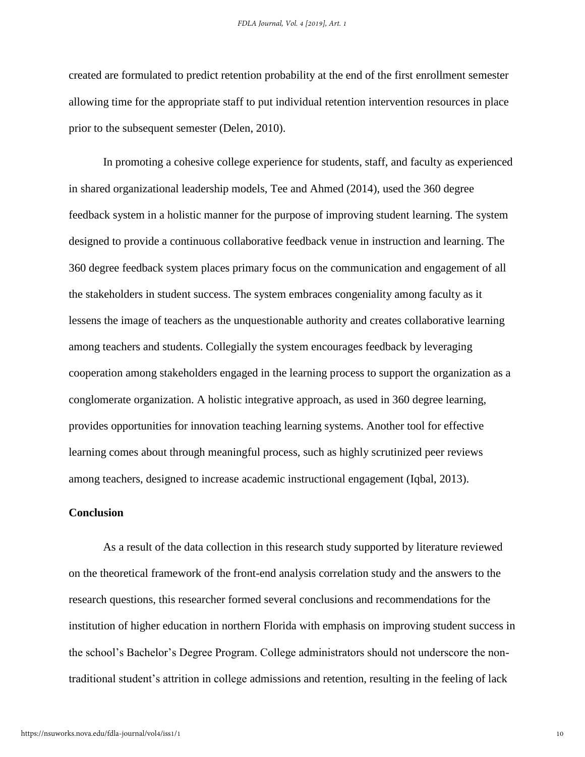created are formulated to predict retention probability at the end of the first enrollment semester allowing time for the appropriate staff to put individual retention intervention resources in place prior to the subsequent semester (Delen, 2010).

In promoting a cohesive college experience for students, staff, and faculty as experienced in shared organizational leadership models, Tee and Ahmed (2014), used the 360 degree feedback system in a holistic manner for the purpose of improving student learning. The system designed to provide a continuous collaborative feedback venue in instruction and learning. The 360 degree feedback system places primary focus on the communication and engagement of all the stakeholders in student success. The system embraces congeniality among faculty as it lessens the image of teachers as the unquestionable authority and creates collaborative learning among teachers and students. Collegially the system encourages feedback by leveraging cooperation among stakeholders engaged in the learning process to support the organization as a conglomerate organization. A holistic integrative approach, as used in 360 degree learning, provides opportunities for innovation teaching learning systems. Another tool for effective learning comes about through meaningful process, such as highly scrutinized peer reviews among teachers, designed to increase academic instructional engagement (Iqbal, 2013).

**Conclusion**

As a result of the data collection in this research study supported by literature reviewed on the theoretical framework of the front-end analysis correlation study and the answers to the research questions, this researcher formed several conclusions and recommendations for the institution of higher education in northern Florida with emphasis on improving student success in the school's Bachelor's Degree Program. College administrators should not underscore the non-traditional student's attrition in college admissions and retention, resulting in the feeling of lack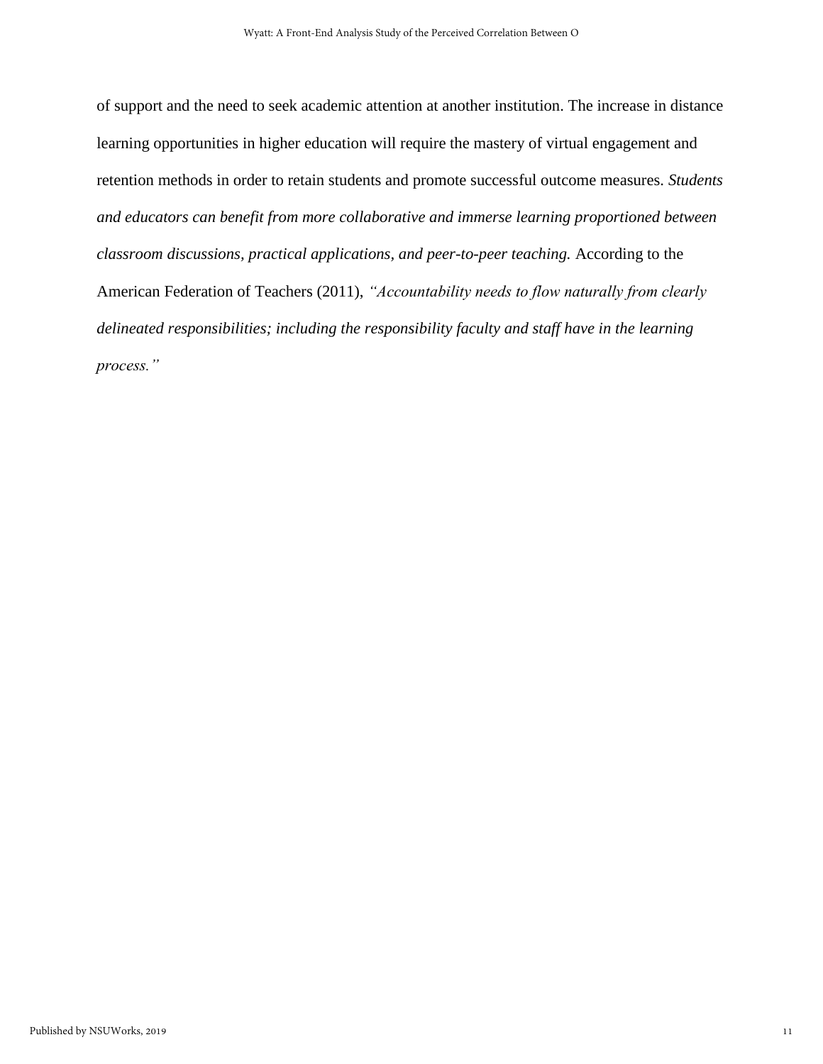of support and the need to seek academic attention at another institution. The increase in distance learning opportunities in higher education will require the mastery of virtual engagement and retention methods in order to retain students and promote successful outcome measures. *Students and educators can benefit from more collaborative and immerse learning proportioned between classroom discussions, practical applications, and peer-to-peer teaching.* According to the American Federation of Teachers (2011), *"Accountability needs to flow naturally from clearly delineated responsibilities; including the responsibility faculty and staff have in the learning process."*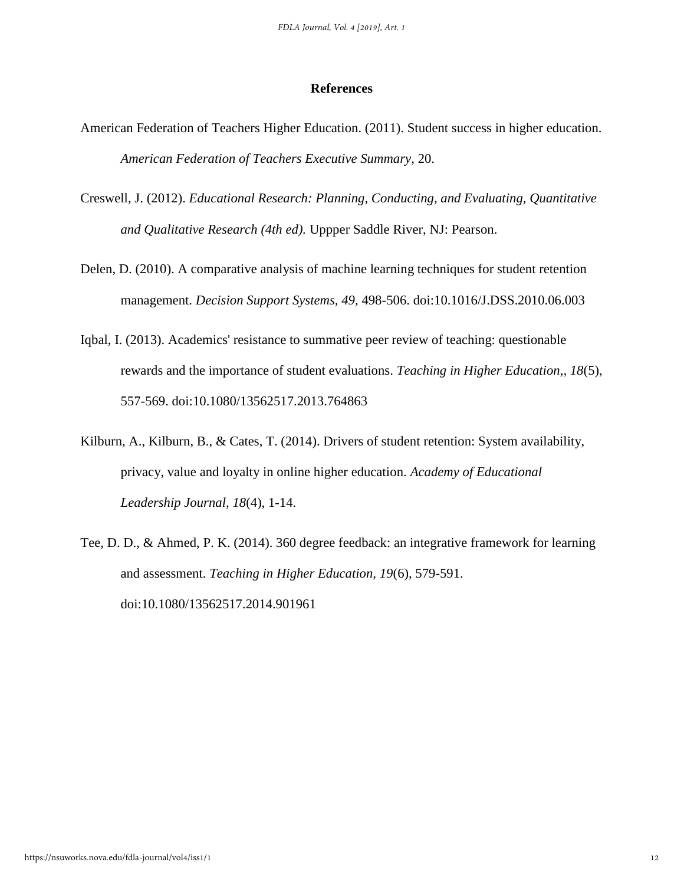## References

American Federation of Teachers Higher Education. (2011). Student success in higher education. *American Federation of Teachers Executive Summary*, 20.

Creswell, J. (2012). *Educational Research: Planning, Conducting, and Evaluating, Quantitative and Qualitative Research (4th ed).* Uppper Saddle River, NJ: Pearson.

Delen, D. (2010). A comparative analysis of machine learning techniques for student retention management. *Decision Support Systems, 49*, 498-506. doi:10.1016/J.DSS.2010.06.003

Iqbal, I. (2013). Academics' resistance to summative peer review of teaching: questionable rewards and the importance of student evaluations. *Teaching in Higher Education,, 18*(5), 557-569. doi:10.1080/13562517.2013.764863

Kilburn, A., Kilburn, B., & Cates, T. (2014). Drivers of student retention: System availability, privacy, value and loyalty in online higher education. *Academy of Educational Leadership Journal, 18*(4), 1-14.

Tee, D. D., & Ahmed, P. K. (2014). 360 degree feedback: an integrative framework for learning and assessment. *Teaching in Higher Education, 19*(6), 579-591. doi:10.1080/13562517.2014.901961